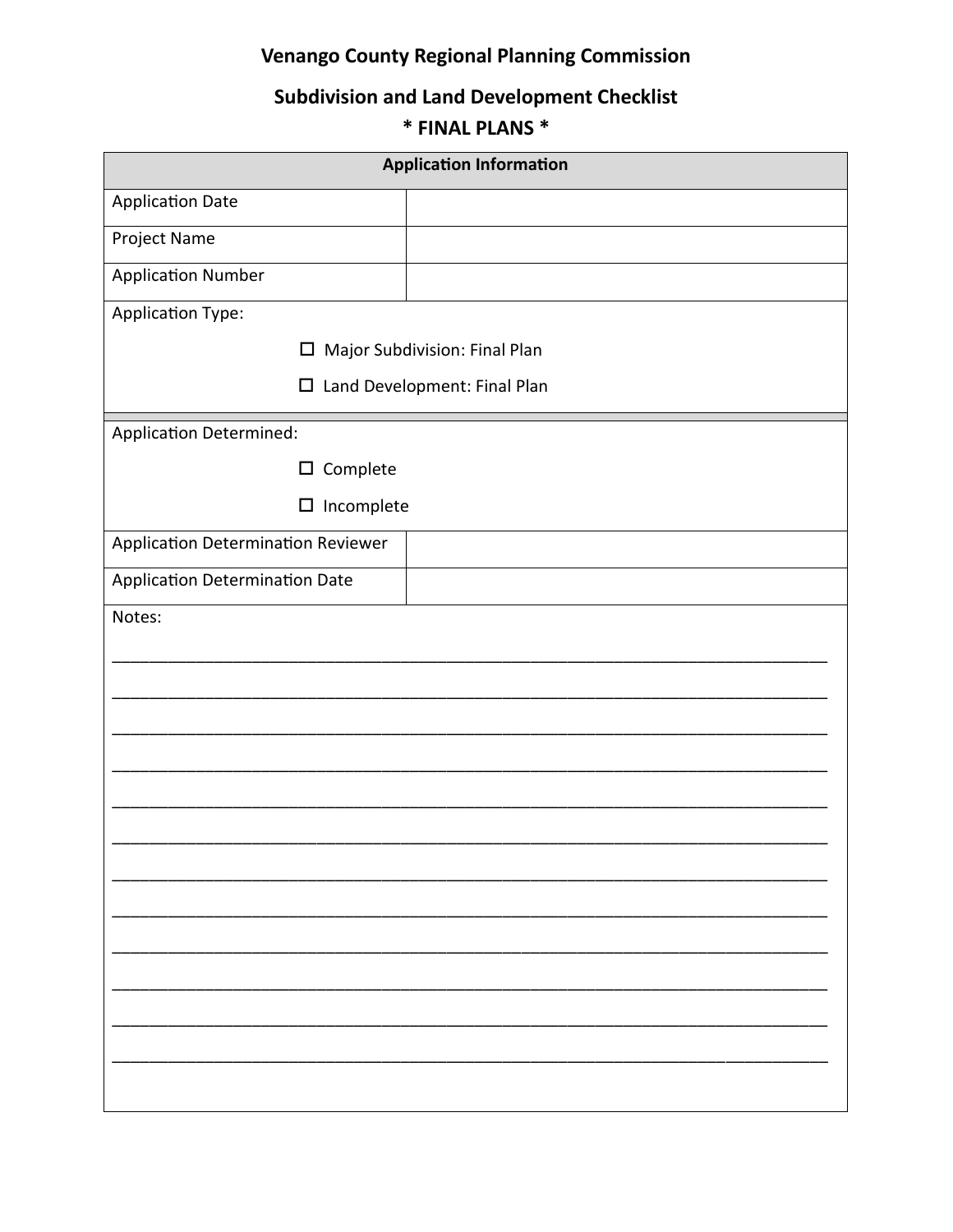# Venango County Regional Planning Commission

## Subdivision and Land Development Checklist

## * FINAL PLANS *

| Application Information | |
|---|---|
| Application Date | |
| Project Name | |
| Application Number | |

Application Type:

- ☐ Major Subdivision: Final Plan
- ☐ Land Development: Final Plan

Application Determined:

- ☐ Complete
- ☐ Incomplete

| | |
|---|---|
| Application Determination Reviewer | |
| Application Determination Date | |

Notes:

______________________________________________________________________________

______________________________________________________________________________

______________________________________________________________________________

______________________________________________________________________________

______________________________________________________________________________

______________________________________________________________________________

______________________________________________________________________________

______________________________________________________________________________

______________________________________________________________________________

______________________________________________________________________________

______________________________________________________________________________

______________________________________________________________________________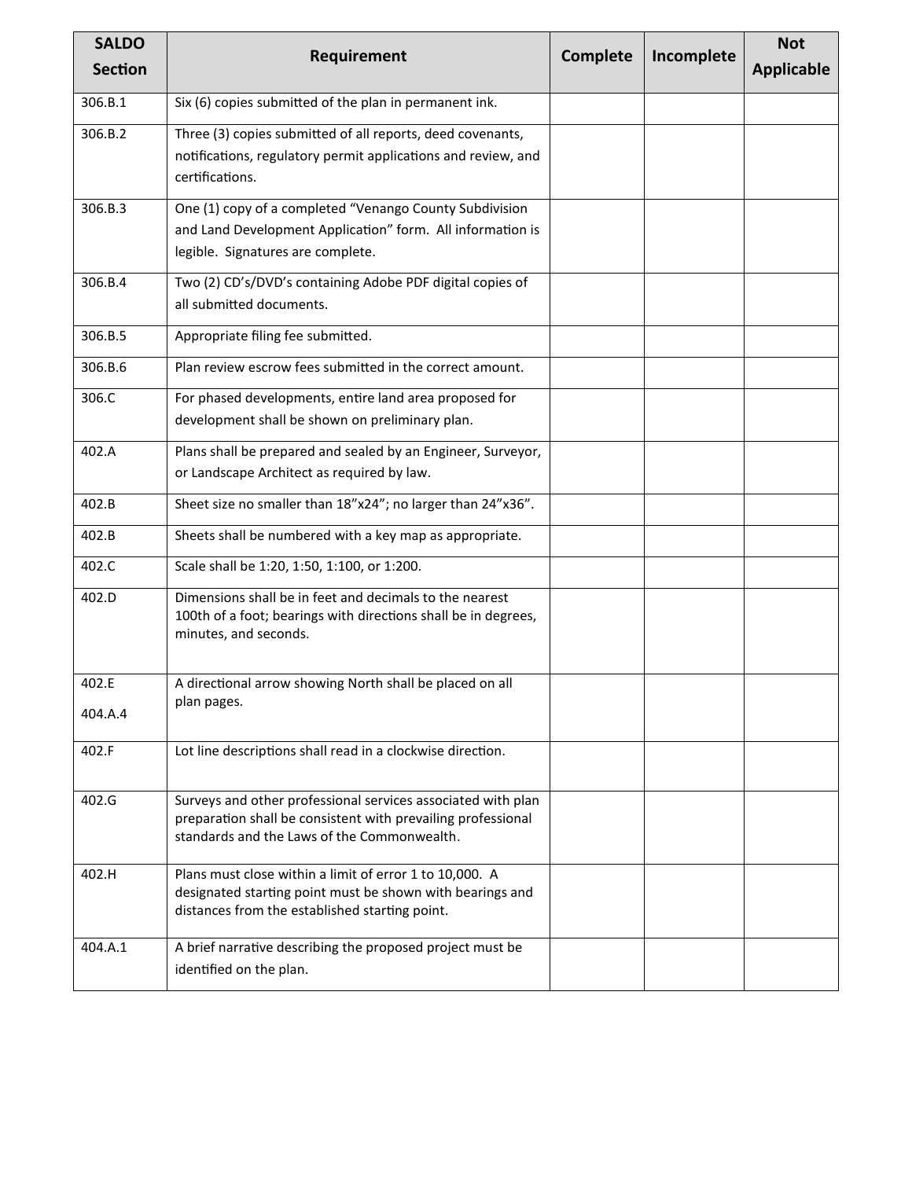| SALDO Section | Requirement | Complete | Incomplete | Not Applicable |
| --- | --- | --- | --- | --- |
| 306.B.1 | Six (6) copies submitted of the plan in permanent ink. | | | |
| 306.B.2 | Three (3) copies submitted of all reports, deed covenants, notifications, regulatory permit applications and review, and certifications. | | | |
| 306.B.3 | One (1) copy of a completed "Venango County Subdivision and Land Development Application" form. All information is legible. Signatures are complete. | | | |
| 306.B.4 | Two (2) CD's/DVD's containing Adobe PDF digital copies of all submitted documents. | | | |
| 306.B.5 | Appropriate filing fee submitted. | | | |
| 306.B.6 | Plan review escrow fees submitted in the correct amount. | | | |
| 306.C | For phased developments, entire land area proposed for development shall be shown on preliminary plan. | | | |
| 402.A | Plans shall be prepared and sealed by an Engineer, Surveyor, or Landscape Architect as required by law. | | | |
| 402.B | Sheet size no smaller than 18"x24"; no larger than 24"x36". | | | |
| 402.B | Sheets shall be numbered with a key map as appropriate. | | | |
| 402.C | Scale shall be 1:20, 1:50, 1:100, or 1:200. | | | |
| 402.D | Dimensions shall be in feet and decimals to the nearest 100th of a foot; bearings with directions shall be in degrees, minutes, and seconds. | | | |
| 402.E 404.A.4 | A directional arrow showing North shall be placed on all plan pages. | | | |
| 402.F | Lot line descriptions shall read in a clockwise direction. | | | |
| 402.G | Surveys and other professional services associated with plan preparation shall be consistent with prevailing professional standards and the Laws of the Commonwealth. | | | |
| 402.H | Plans must close within a limit of error 1 to 10,000. A designated starting point must be shown with bearings and distances from the established starting point. | | | |
| 404.A.1 | A brief narrative describing the proposed project must be identified on the plan. | | | |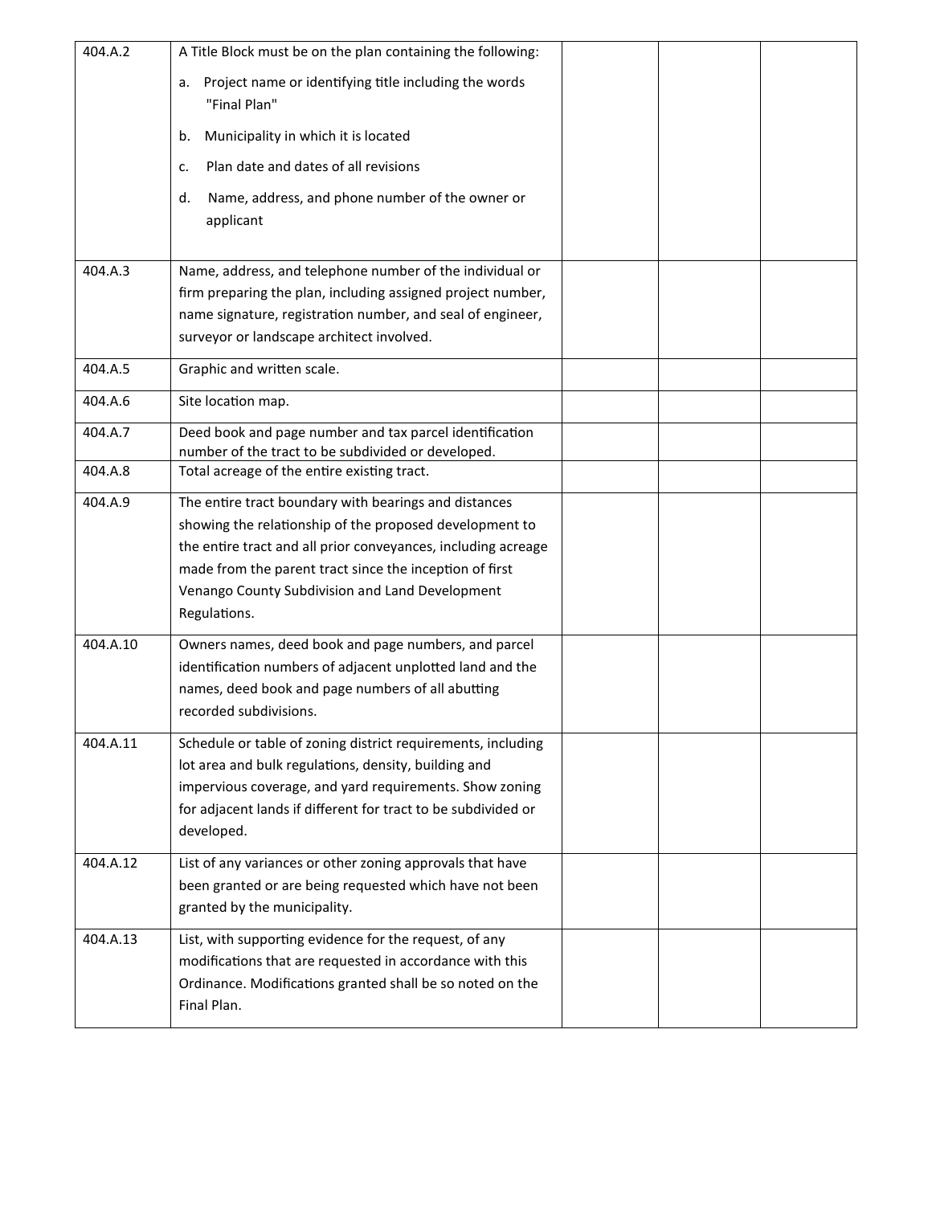| | | | | |
|---|---|---|---|---|
| 404.A.2 | A Title Block must be on the plan containing the following:<br>a. Project name or identifying title including the words "Final Plan"<br>b. Municipality in which it is located<br>c. Plan date and dates of all revisions<br>d. Name, address, and phone number of the owner or applicant | | | |
| 404.A.3 | Name, address, and telephone number of the individual or firm preparing the plan, including assigned project number, name signature, registration number, and seal of engineer, surveyor or landscape architect involved. | | | |
| 404.A.5 | Graphic and written scale. | | | |
| 404.A.6 | Site location map. | | | |
| 404.A.7 | Deed book and page number and tax parcel identification number of the tract to be subdivided or developed. | | | |
| 404.A.8 | Total acreage of the entire existing tract. | | | |
| 404.A.9 | The entire tract boundary with bearings and distances showing the relationship of the proposed development to the entire tract and all prior conveyances, including acreage made from the parent tract since the inception of first Venango County Subdivision and Land Development Regulations. | | | |
| 404.A.10 | Owners names, deed book and page numbers, and parcel identification numbers of adjacent unplotted land and the names, deed book and page numbers of all abutting recorded subdivisions. | | | |
| 404.A.11 | Schedule or table of zoning district requirements, including lot area and bulk regulations, density, building and impervious coverage, and yard requirements. Show zoning for adjacent lands if different for tract to be subdivided or developed. | | | |
| 404.A.12 | List of any variances or other zoning approvals that have been granted or are being requested which have not been granted by the municipality. | | | |
| 404.A.13 | List, with supporting evidence for the request, of any modifications that are requested in accordance with this Ordinance. Modifications granted shall be so noted on the Final Plan. | | | |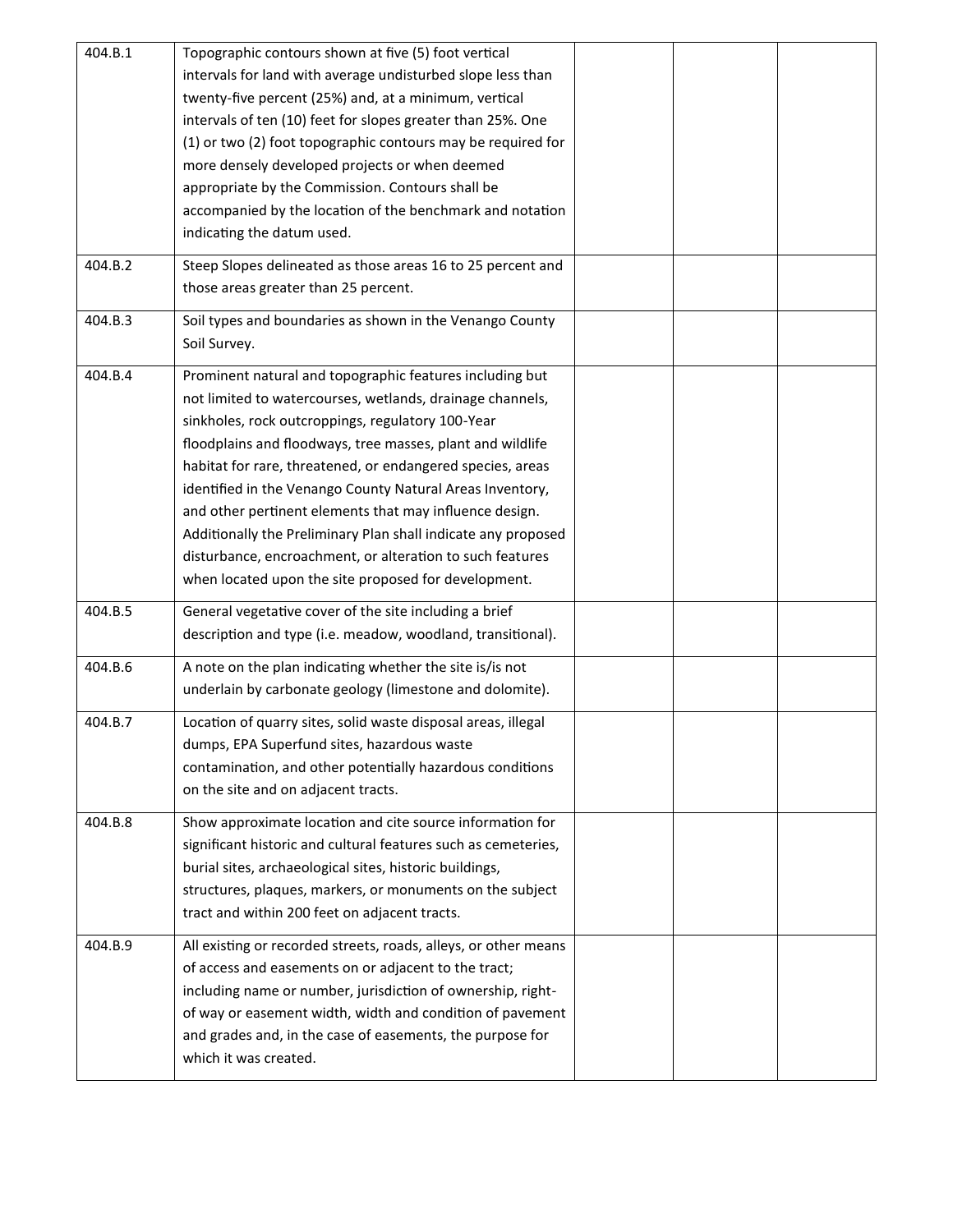| | | | | |
|---|---|---|---|---|
| 404.B.1 | Topographic contours shown at five (5) foot vertical intervals for land with average undisturbed slope less than twenty-five percent (25%) and, at a minimum, vertical intervals of ten (10) feet for slopes greater than 25%. One (1) or two (2) foot topographic contours may be required for more densely developed projects or when deemed appropriate by the Commission. Contours shall be accompanied by the location of the benchmark and notation indicating the datum used. | | | |
| 404.B.2 | Steep Slopes delineated as those areas 16 to 25 percent and those areas greater than 25 percent. | | | |
| 404.B.3 | Soil types and boundaries as shown in the Venango County Soil Survey. | | | |
| 404.B.4 | Prominent natural and topographic features including but not limited to watercourses, wetlands, drainage channels, sinkholes, rock outcroppings, regulatory 100-Year floodplains and floodways, tree masses, plant and wildlife habitat for rare, threatened, or endangered species, areas identified in the Venango County Natural Areas Inventory, and other pertinent elements that may influence design. Additionally the Preliminary Plan shall indicate any proposed disturbance, encroachment, or alteration to such features when located upon the site proposed for development. | | | |
| 404.B.5 | General vegetative cover of the site including a brief description and type (i.e. meadow, woodland, transitional). | | | |
| 404.B.6 | A note on the plan indicating whether the site is/is not underlain by carbonate geology (limestone and dolomite). | | | |
| 404.B.7 | Location of quarry sites, solid waste disposal areas, illegal dumps, EPA Superfund sites, hazardous waste contamination, and other potentially hazardous conditions on the site and on adjacent tracts. | | | |
| 404.B.8 | Show approximate location and cite source information for significant historic and cultural features such as cemeteries, burial sites, archaeological sites, historic buildings, structures, plaques, markers, or monuments on the subject tract and within 200 feet on adjacent tracts. | | | |
| 404.B.9 | All existing or recorded streets, roads, alleys, or other means of access and easements on or adjacent to the tract; including name or number, jurisdiction of ownership, right-of way or easement width, width and condition of pavement and grades and, in the case of easements, the purpose for which it was created. | | | |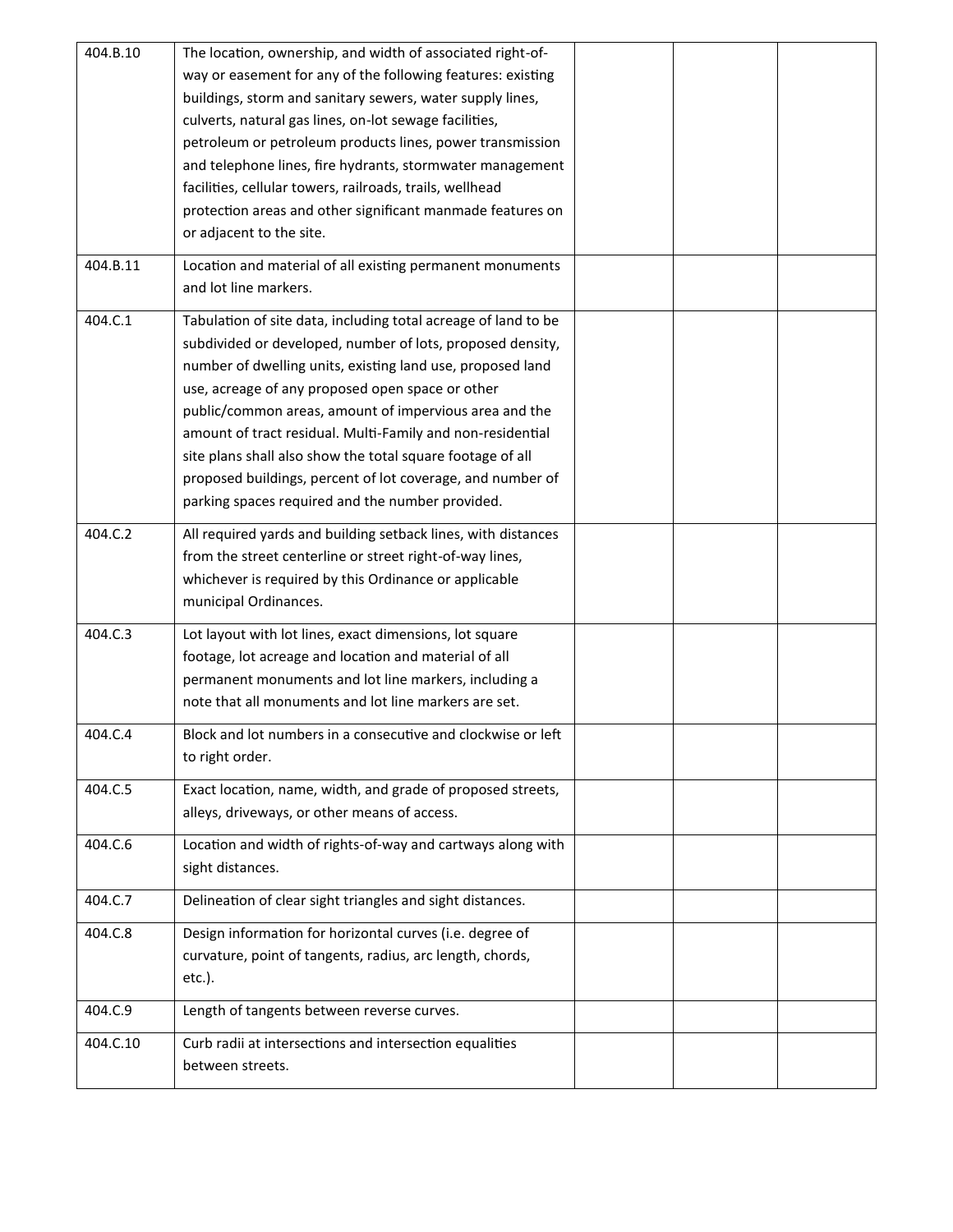| | | | | |
|---|---|---|---|---|
| 404.B.10 | The location, ownership, and width of associated right-of-way or easement for any of the following features: existing buildings, storm and sanitary sewers, water supply lines, culverts, natural gas lines, on-lot sewage facilities, petroleum or petroleum products lines, power transmission and telephone lines, fire hydrants, stormwater management facilities, cellular towers, railroads, trails, wellhead protection areas and other significant manmade features on or adjacent to the site. | | | |
| 404.B.11 | Location and material of all existing permanent monuments and lot line markers. | | | |
| 404.C.1 | Tabulation of site data, including total acreage of land to be subdivided or developed, number of lots, proposed density, number of dwelling units, existing land use, proposed land use, acreage of any proposed open space or other public/common areas, amount of impervious area and the amount of tract residual. Multi-Family and non-residential site plans shall also show the total square footage of all proposed buildings, percent of lot coverage, and number of parking spaces required and the number provided. | | | |
| 404.C.2 | All required yards and building setback lines, with distances from the street centerline or street right-of-way lines, whichever is required by this Ordinance or applicable municipal Ordinances. | | | |
| 404.C.3 | Lot layout with lot lines, exact dimensions, lot square footage, lot acreage and location and material of all permanent monuments and lot line markers, including a note that all monuments and lot line markers are set. | | | |
| 404.C.4 | Block and lot numbers in a consecutive and clockwise or left to right order. | | | |
| 404.C.5 | Exact location, name, width, and grade of proposed streets, alleys, driveways, or other means of access. | | | |
| 404.C.6 | Location and width of rights-of-way and cartways along with sight distances. | | | |
| 404.C.7 | Delineation of clear sight triangles and sight distances. | | | |
| 404.C.8 | Design information for horizontal curves (i.e. degree of curvature, point of tangents, radius, arc length, chords, etc.). | | | |
| 404.C.9 | Length of tangents between reverse curves. | | | |
| 404.C.10 | Curb radii at intersections and intersection equalities between streets. | | | |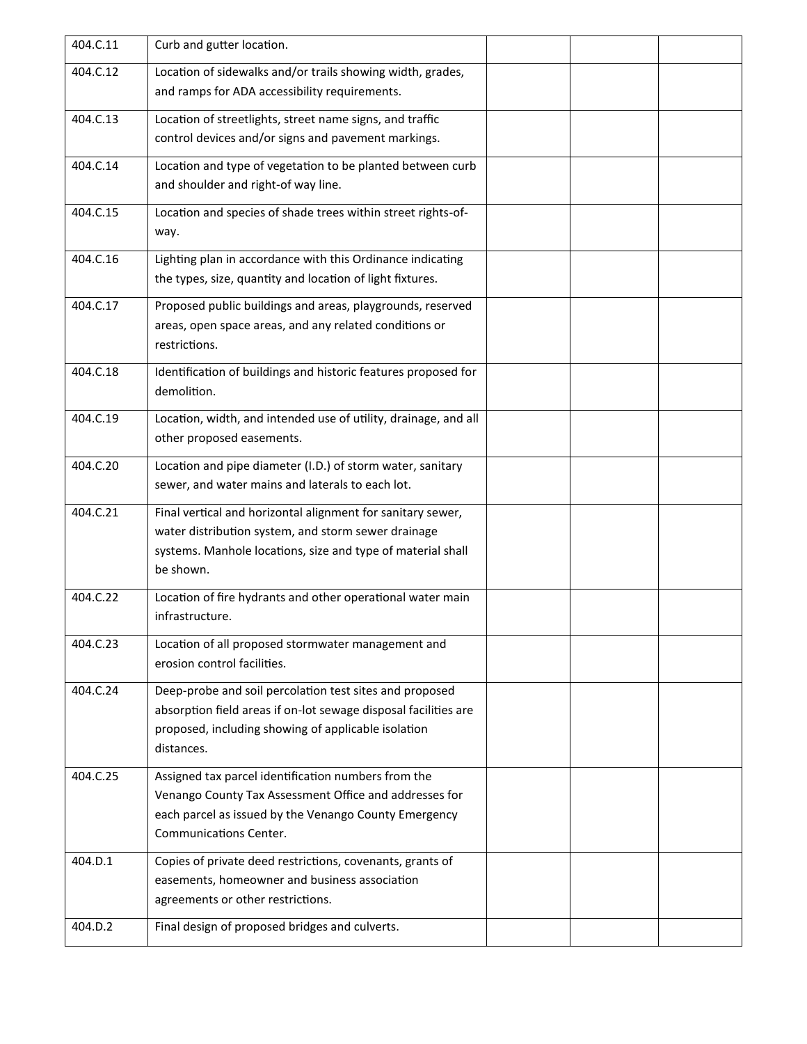| | | | | |
|---|---|---|---|---|
| 404.C.11 | Curb and gutter location. | | | |
| 404.C.12 | Location of sidewalks and/or trails showing width, grades, and ramps for ADA accessibility requirements. | | | |
| 404.C.13 | Location of streetlights, street name signs, and traffic control devices and/or signs and pavement markings. | | | |
| 404.C.14 | Location and type of vegetation to be planted between curb and shoulder and right-of way line. | | | |
| 404.C.15 | Location and species of shade trees within street rights-of-way. | | | |
| 404.C.16 | Lighting plan in accordance with this Ordinance indicating the types, size, quantity and location of light fixtures. | | | |
| 404.C.17 | Proposed public buildings and areas, playgrounds, reserved areas, open space areas, and any related conditions or restrictions. | | | |
| 404.C.18 | Identification of buildings and historic features proposed for demolition. | | | |
| 404.C.19 | Location, width, and intended use of utility, drainage, and all other proposed easements. | | | |
| 404.C.20 | Location and pipe diameter (I.D.) of storm water, sanitary sewer, and water mains and laterals to each lot. | | | |
| 404.C.21 | Final vertical and horizontal alignment for sanitary sewer, water distribution system, and storm sewer drainage systems. Manhole locations, size and type of material shall be shown. | | | |
| 404.C.22 | Location of fire hydrants and other operational water main infrastructure. | | | |
| 404.C.23 | Location of all proposed stormwater management and erosion control facilities. | | | |
| 404.C.24 | Deep-probe and soil percolation test sites and proposed absorption field areas if on-lot sewage disposal facilities are proposed, including showing of applicable isolation distances. | | | |
| 404.C.25 | Assigned tax parcel identification numbers from the Venango County Tax Assessment Office and addresses for each parcel as issued by the Venango County Emergency Communications Center. | | | |
| 404.D.1 | Copies of private deed restrictions, covenants, grants of easements, homeowner and business association agreements or other restrictions. | | | |
| 404.D.2 | Final design of proposed bridges and culverts. | | | |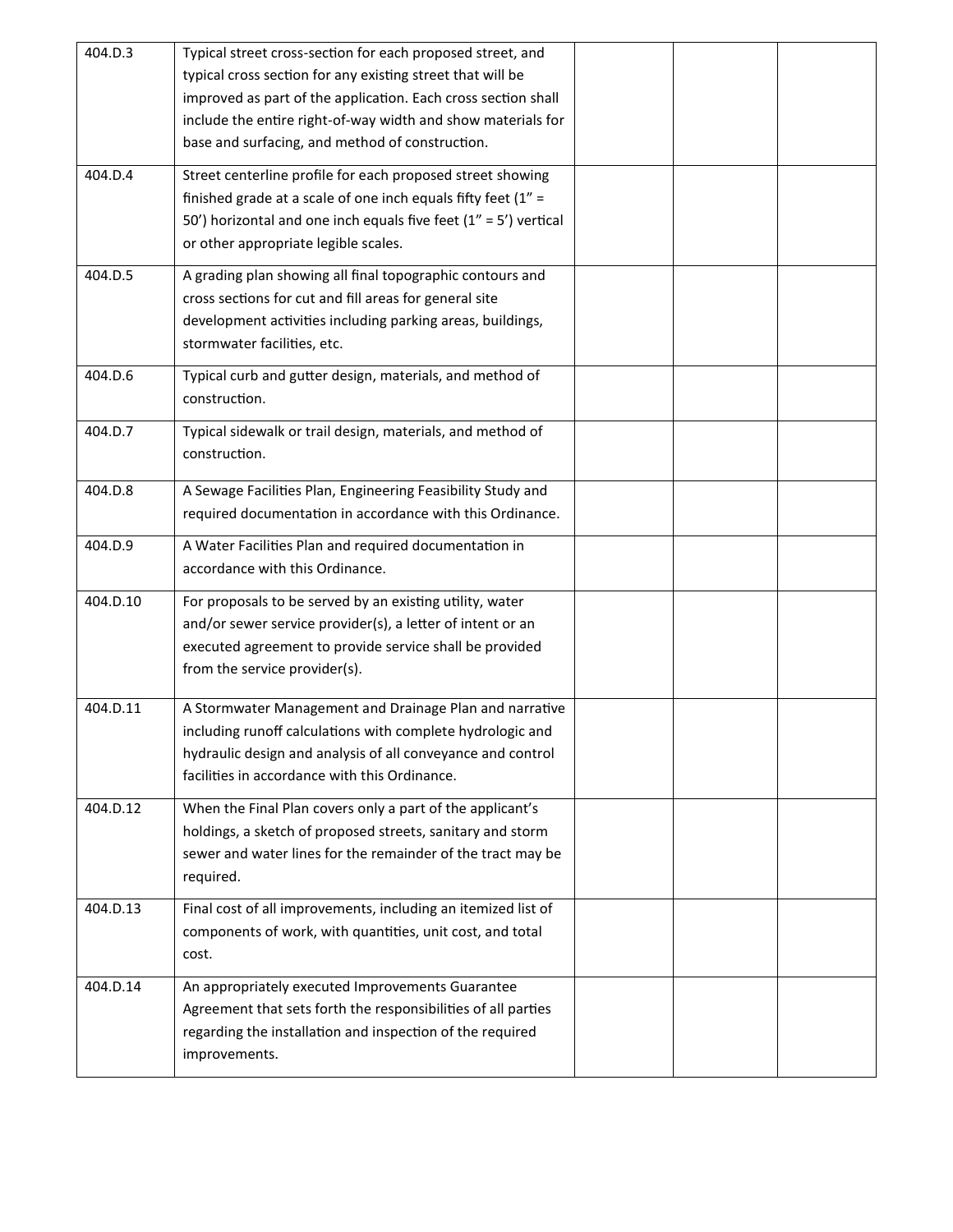| | | | | |
|---|---|---|---|---|
| 404.D.3 | Typical street cross-section for each proposed street, and typical cross section for any existing street that will be improved as part of the application. Each cross section shall include the entire right-of-way width and show materials for base and surfacing, and method of construction. | | | |
| 404.D.4 | Street centerline profile for each proposed street showing finished grade at a scale of one inch equals fifty feet (1" = 50') horizontal and one inch equals five feet (1" = 5') vertical or other appropriate legible scales. | | | |
| 404.D.5 | A grading plan showing all final topographic contours and cross sections for cut and fill areas for general site development activities including parking areas, buildings, stormwater facilities, etc. | | | |
| 404.D.6 | Typical curb and gutter design, materials, and method of construction. | | | |
| 404.D.7 | Typical sidewalk or trail design, materials, and method of construction. | | | |
| 404.D.8 | A Sewage Facilities Plan, Engineering Feasibility Study and required documentation in accordance with this Ordinance. | | | |
| 404.D.9 | A Water Facilities Plan and required documentation in accordance with this Ordinance. | | | |
| 404.D.10 | For proposals to be served by an existing utility, water and/or sewer service provider(s), a letter of intent or an executed agreement to provide service shall be provided from the service provider(s). | | | |
| 404.D.11 | A Stormwater Management and Drainage Plan and narrative including runoff calculations with complete hydrologic and hydraulic design and analysis of all conveyance and control facilities in accordance with this Ordinance. | | | |
| 404.D.12 | When the Final Plan covers only a part of the applicant's holdings, a sketch of proposed streets, sanitary and storm sewer and water lines for the remainder of the tract may be required. | | | |
| 404.D.13 | Final cost of all improvements, including an itemized list of components of work, with quantities, unit cost, and total cost. | | | |
| 404.D.14 | An appropriately executed Improvements Guarantee Agreement that sets forth the responsibilities of all parties regarding the installation and inspection of the required improvements. | | | |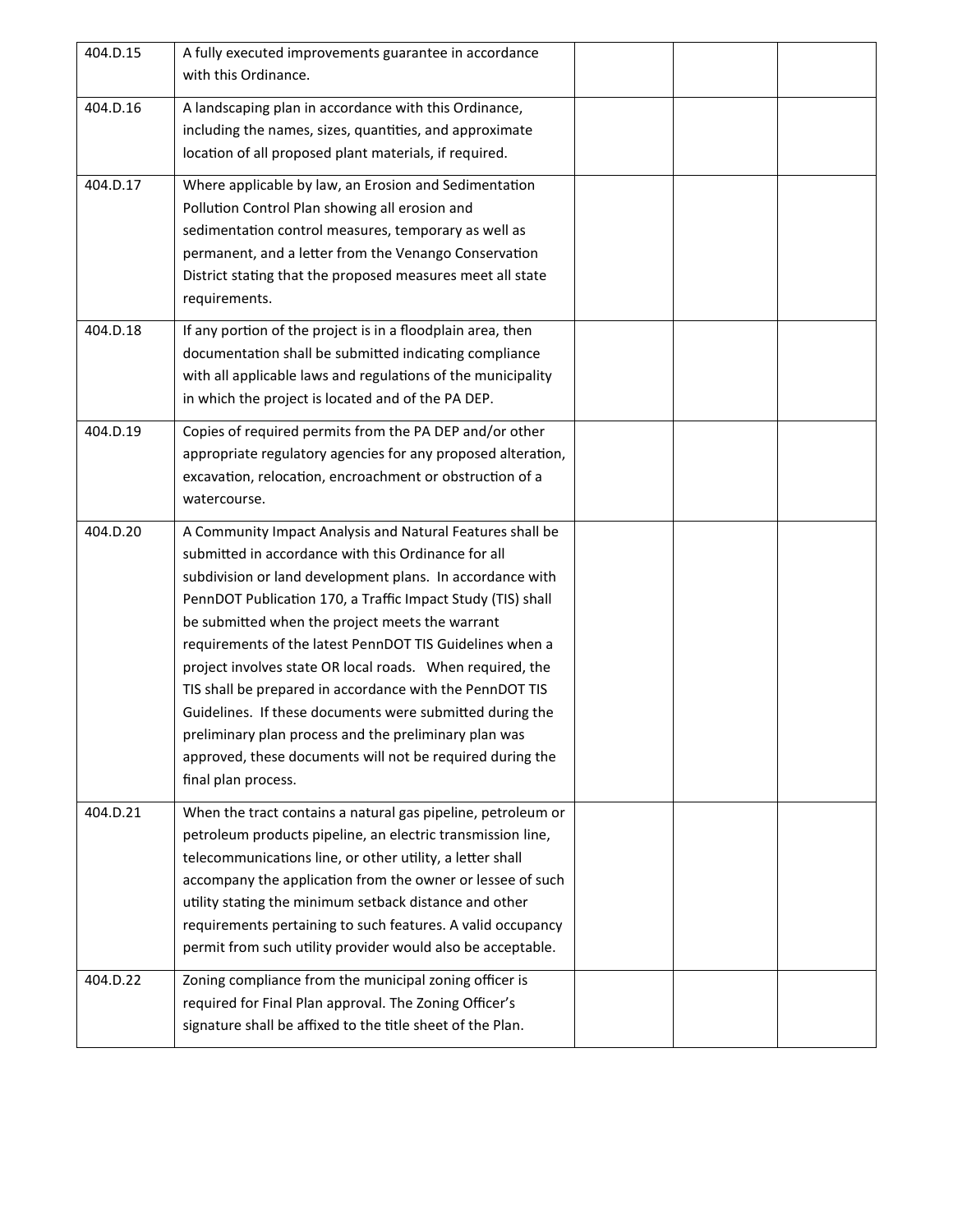| | | | | |
|---|---|---|---|---|
| 404.D.15 | A fully executed improvements guarantee in accordance with this Ordinance. | | | |
| 404.D.16 | A landscaping plan in accordance with this Ordinance, including the names, sizes, quantities, and approximate location of all proposed plant materials, if required. | | | |
| 404.D.17 | Where applicable by law, an Erosion and Sedimentation Pollution Control Plan showing all erosion and sedimentation control measures, temporary as well as permanent, and a letter from the Venango Conservation District stating that the proposed measures meet all state requirements. | | | |
| 404.D.18 | If any portion of the project is in a floodplain area, then documentation shall be submitted indicating compliance with all applicable laws and regulations of the municipality in which the project is located and of the PA DEP. | | | |
| 404.D.19 | Copies of required permits from the PA DEP and/or other appropriate regulatory agencies for any proposed alteration, excavation, relocation, encroachment or obstruction of a watercourse. | | | |
| 404.D.20 | A Community Impact Analysis and Natural Features shall be submitted in accordance with this Ordinance for all subdivision or land development plans. In accordance with PennDOT Publication 170, a Traffic Impact Study (TIS) shall be submitted when the project meets the warrant requirements of the latest PennDOT TIS Guidelines when a project involves state OR local roads. When required, the TIS shall be prepared in accordance with the PennDOT TIS Guidelines. If these documents were submitted during the preliminary plan process and the preliminary plan was approved, these documents will not be required during the final plan process. | | | |
| 404.D.21 | When the tract contains a natural gas pipeline, petroleum or petroleum products pipeline, an electric transmission line, telecommunications line, or other utility, a letter shall accompany the application from the owner or lessee of such utility stating the minimum setback distance and other requirements pertaining to such features. A valid occupancy permit from such utility provider would also be acceptable. | | | |
| 404.D.22 | Zoning compliance from the municipal zoning officer is required for Final Plan approval. The Zoning Officer's signature shall be affixed to the title sheet of the Plan. | | | |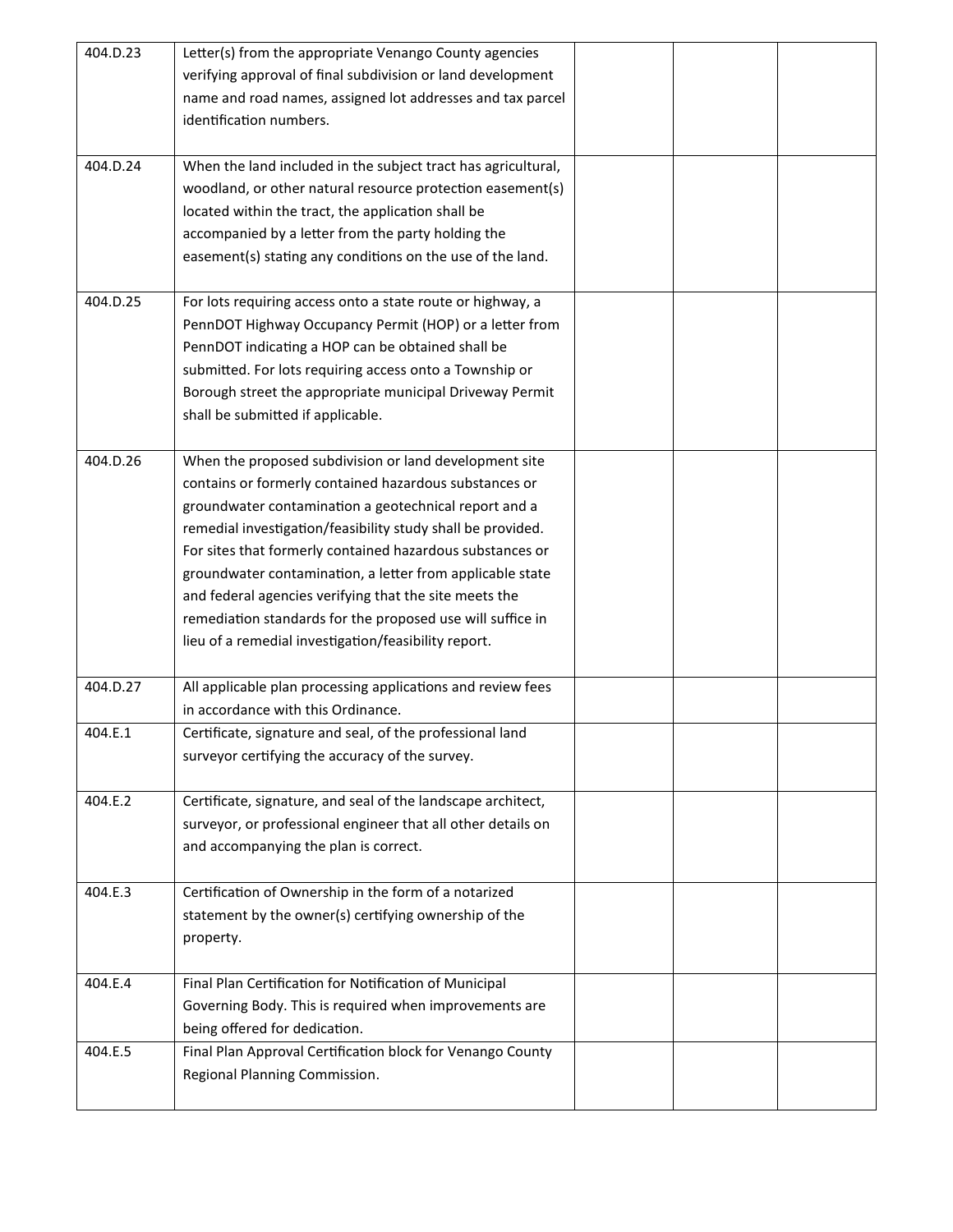| | | | | |
|---|---|---|---|---|
| 404.D.23 | Letter(s) from the appropriate Venango County agencies verifying approval of final subdivision or land development name and road names, assigned lot addresses and tax parcel identification numbers. | | | |
| 404.D.24 | When the land included in the subject tract has agricultural, woodland, or other natural resource protection easement(s) located within the tract, the application shall be accompanied by a letter from the party holding the easement(s) stating any conditions on the use of the land. | | | |
| 404.D.25 | For lots requiring access onto a state route or highway, a PennDOT Highway Occupancy Permit (HOP) or a letter from PennDOT indicating a HOP can be obtained shall be submitted. For lots requiring access onto a Township or Borough street the appropriate municipal Driveway Permit shall be submitted if applicable. | | | |
| 404.D.26 | When the proposed subdivision or land development site contains or formerly contained hazardous substances or groundwater contamination a geotechnical report and a remedial investigation/feasibility study shall be provided. For sites that formerly contained hazardous substances or groundwater contamination, a letter from applicable state and federal agencies verifying that the site meets the remediation standards for the proposed use will suffice in lieu of a remedial investigation/feasibility report. | | | |
| 404.D.27 | All applicable plan processing applications and review fees in accordance with this Ordinance. | | | |
| 404.E.1 | Certificate, signature and seal, of the professional land surveyor certifying the accuracy of the survey. | | | |
| 404.E.2 | Certificate, signature, and seal of the landscape architect, surveyor, or professional engineer that all other details on and accompanying the plan is correct. | | | |
| 404.E.3 | Certification of Ownership in the form of a notarized statement by the owner(s) certifying ownership of the property. | | | |
| 404.E.4 | Final Plan Certification for Notification of Municipal Governing Body. This is required when improvements are being offered for dedication. | | | |
| 404.E.5 | Final Plan Approval Certification block for Venango County Regional Planning Commission. | | | |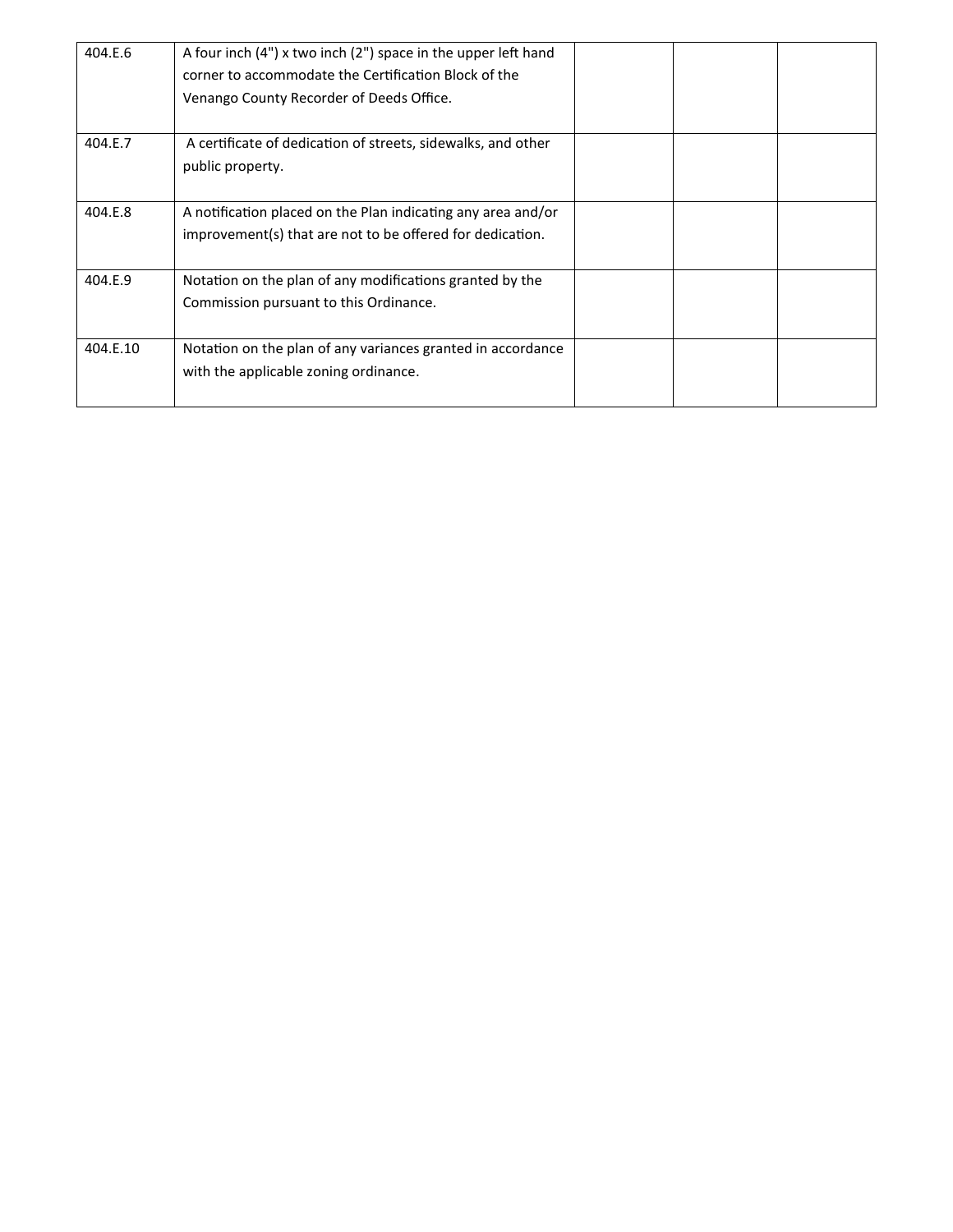| | | | | |
|---|---|---|---|---|
| 404.E.6 | A four inch (4") x two inch (2") space in the upper left hand corner to accommodate the Certification Block of the Venango County Recorder of Deeds Office. | | | |
| 404.E.7 | A certificate of dedication of streets, sidewalks, and other public property. | | | |
| 404.E.8 | A notification placed on the Plan indicating any area and/or improvement(s) that are not to be offered for dedication. | | | |
| 404.E.9 | Notation on the plan of any modifications granted by the Commission pursuant to this Ordinance. | | | |
| 404.E.10 | Notation on the plan of any variances granted in accordance with the applicable zoning ordinance. | | | |